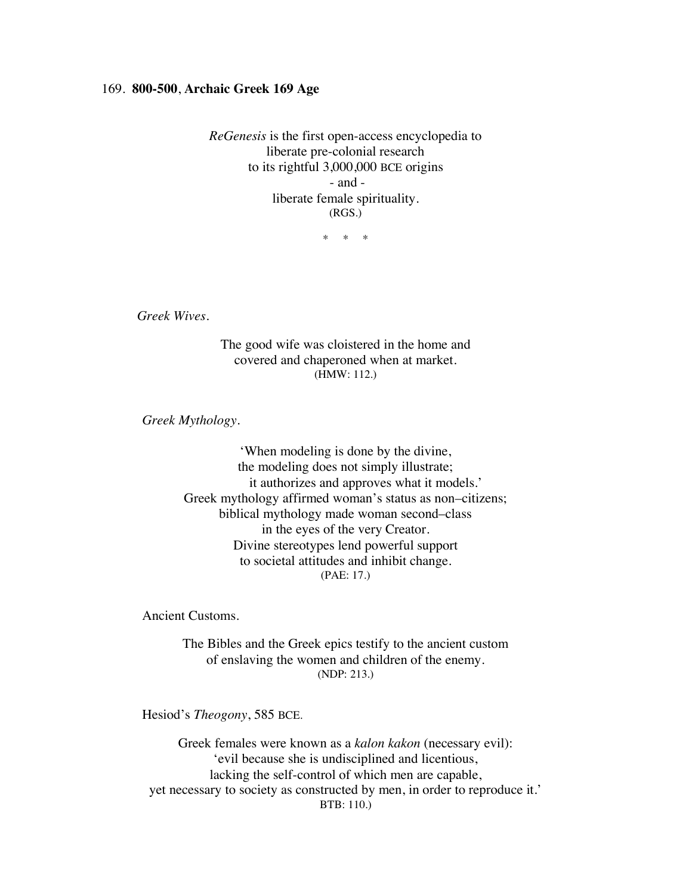169. **800-500**, **Archaic Greek 169 Age**

*ReGenesis* is the first open-access encyclopedia to
liberate pre-colonial research
to its rightful 3,000,000 BCE origins
- and -
liberate female spirituality.
(RGS.)

\* \* \*

*Greek Wives*.

The good wife was cloistered in the home and
covered and chaperoned when at market.
(HMW: 112.)

*Greek Mythology*.

'When modeling is done by the divine,
the modeling does not simply illustrate;
it authorizes and approves what it models.'
Greek mythology affirmed woman's status as non–citizens;
biblical mythology made woman second–class
in the eyes of the very Creator.
Divine stereotypes lend powerful support
to societal attitudes and inhibit change.
(PAE: 17.)

Ancient Customs.

The Bibles and the Greek epics testify to the ancient custom
of enslaving the women and children of the enemy.
(NDP: 213.)

Hesiod's *Theogony*, 585 BCE.

Greek females were known as a *kalon kakon* (necessary evil):
'evil because she is undisciplined and licentious,
lacking the self-control of which men are capable,
yet necessary to society as constructed by men, in order to reproduce it.'
BTB: 110.)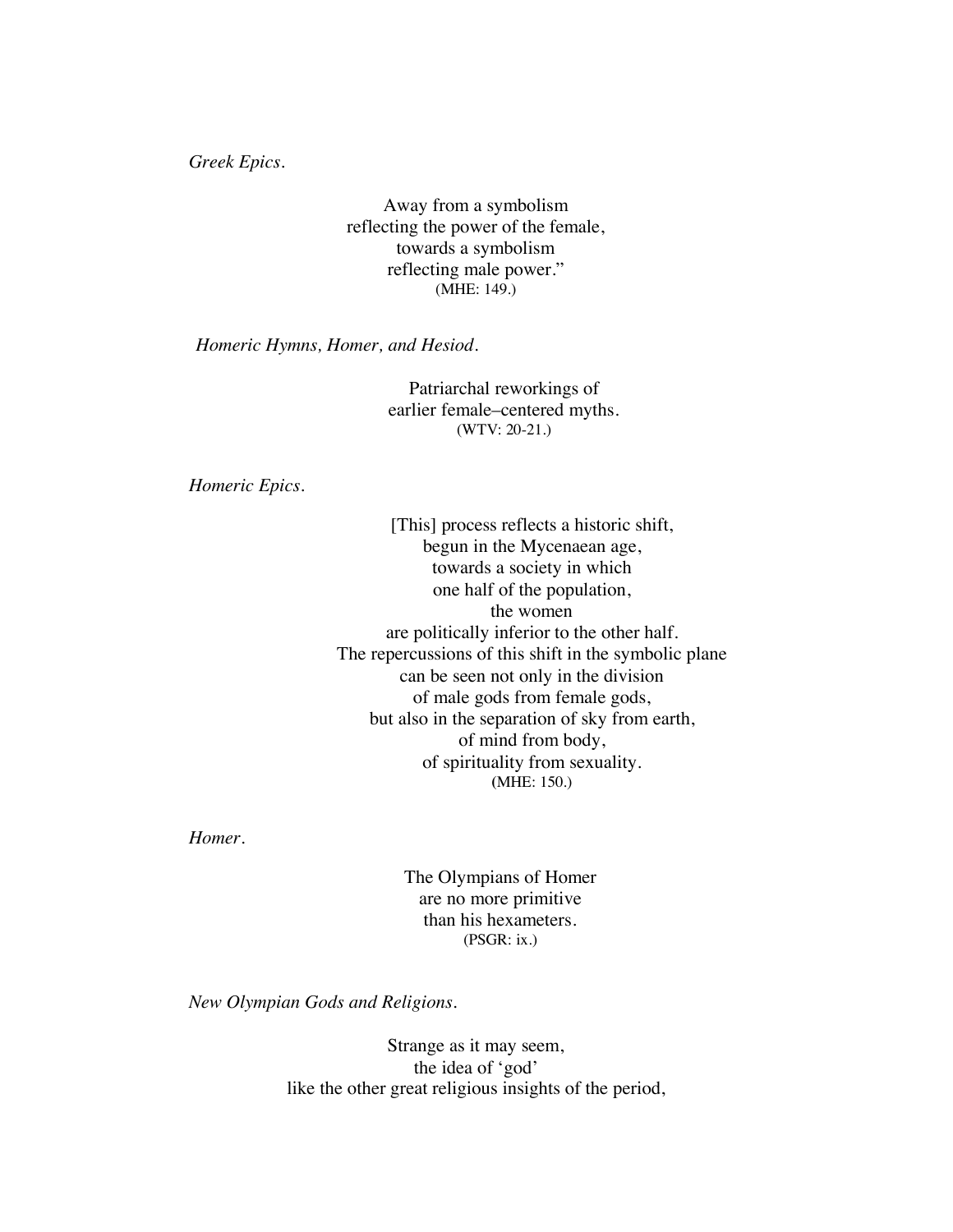*Greek Epics.*

Away from a symbolism  
reflecting the power of the female,  
towards a symbolism  
reflecting male power."  
(MHE: 149.)

*Homeric Hymns, Homer, and Hesiod.*

Patriarchal reworkings of  
earlier female–centered myths.  
(WTV: 20-21.)

*Homeric Epics.*

[This] process reflects a historic shift,  
begun in the Mycenaean age,  
towards a society in which  
one half of the population,  
the women  
are politically inferior to the other half.  
The repercussions of this shift in the symbolic plane  
can be seen not only in the division  
of male gods from female gods,  
but also in the separation of sky from earth,  
of mind from body,  
of spirituality from sexuality.  
(MHE: 150.)

*Homer.*

The Olympians of Homer  
are no more primitive  
than his hexameters.  
(PSGR: ix.)

*New Olympian Gods and Religions.*

Strange as it may seem,  
the idea of 'god'  
like the other great religious insights of the period,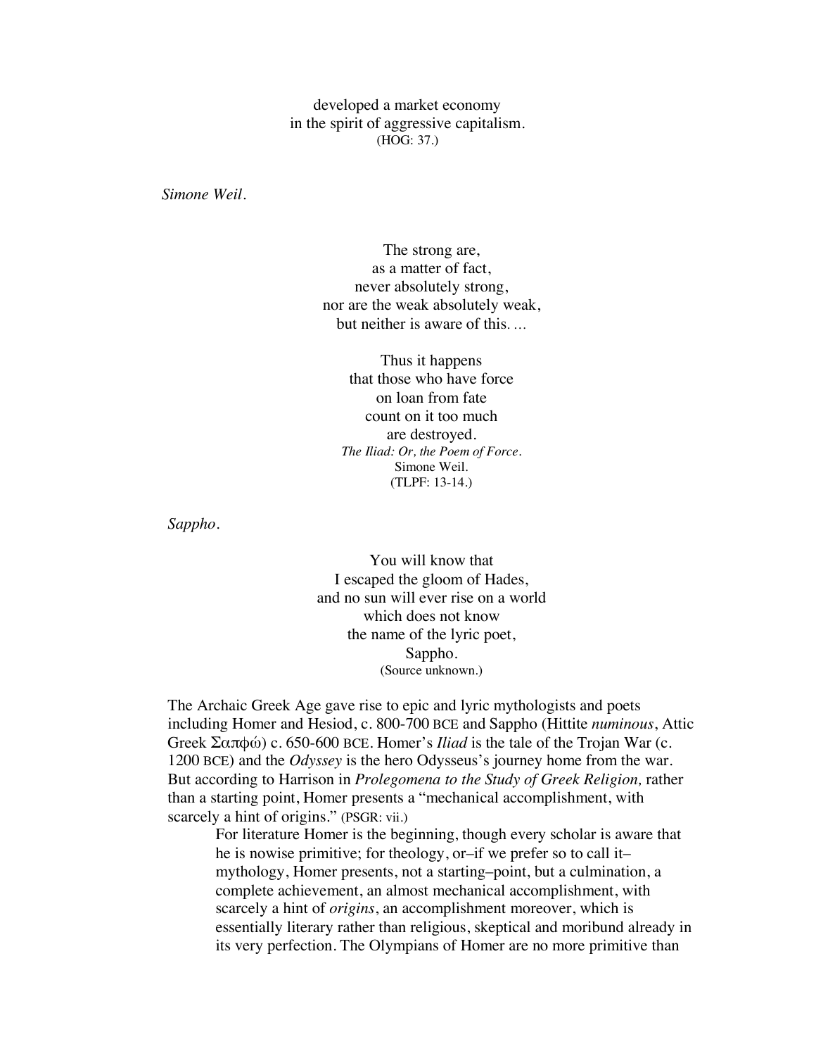developed a market economy
in the spirit of aggressive capitalism.
(HOG: 37.)

*Simone Weil.*

The strong are,
as a matter of fact,
never absolutely strong,
nor are the weak absolutely weak,
but neither is aware of this. …

Thus it happens
that those who have force
on loan from fate
count on it too much
are destroyed.
*The Iliad: Or, the Poem of Force.*
Simone Weil.
(TLPF: 13-14.)

*Sappho.*

You will know that
I escaped the gloom of Hades,
and no sun will ever rise on a world
which does not know
the name of the lyric poet,
Sappho.
(Source unknown.)

The Archaic Greek Age gave rise to epic and lyric mythologists and poets including Homer and Hesiod, c. 800-700 BCE and Sappho (Hittite *numinous*, Attic Greek Σαπφώ) c. 650-600 BCE. Homer's *Iliad* is the tale of the Trojan War (c. 1200 BCE) and the *Odyssey* is the hero Odysseus's journey home from the war. But according to Harrison in *Prolegomena to the Study of Greek Religion,* rather than a starting point, Homer presents a "mechanical accomplishment, with scarcely a hint of origins." (PSGR: vii.)

> For literature Homer is the beginning, though every scholar is aware that he is nowise primitive; for theology, or–if we prefer so to call it–mythology, Homer presents, not a starting–point, but a culmination, a complete achievement, an almost mechanical accomplishment, with scarcely a hint of *origins*, an accomplishment moreover, which is essentially literary rather than religious, skeptical and moribund already in its very perfection. The Olympians of Homer are no more primitive than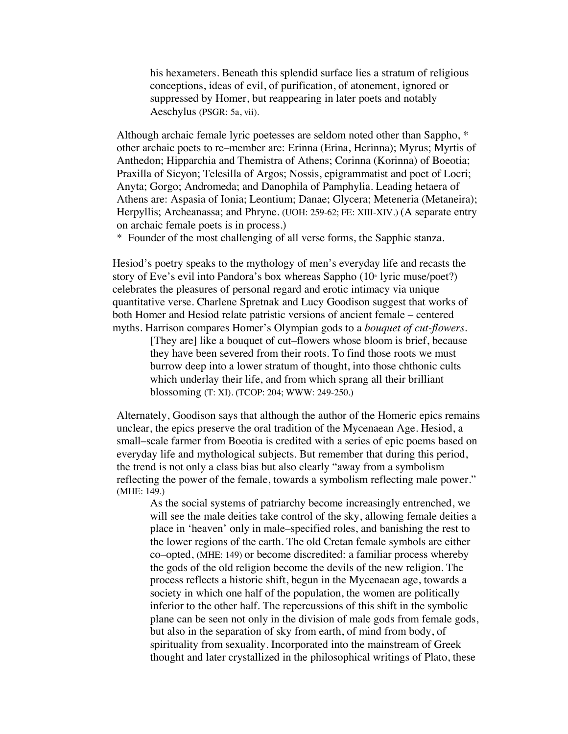> his hexameters. Beneath this splendid surface lies a stratum of religious conceptions, ideas of evil, of purification, of atonement, ignored or suppressed by Homer, but reappearing in later poets and notably Aeschylus (PSGR: 5a, vii).

Although archaic female lyric poetesses are seldom noted other than Sappho, * other archaic poets to re–member are: Erinna (Erina, Herinna); Myrus; Myrtis of Anthedon; Hipparchia and Themistra of Athens; Corinna (Korinna) of Boeotia; Praxilla of Sicyon; Telesilla of Argos; Nossis, epigrammatist and poet of Locri; Anyta; Gorgo; Andromeda; and Danophila of Pamphylia. Leading hetaera of Athens are: Aspasia of Ionia; Leontium; Danae; Glycera; Meteneria (Metaneira); Herpyllis; Archeanassa; and Phryne. (UOH: 259-62; FE: XIII-XIV.) (A separate entry on archaic female poets is in process.)

\* Founder of the most challenging of all verse forms, the Sapphic stanza.

Hesiod's poetry speaks to the mythology of men's everyday life and recasts the story of Eve's evil into Pandora's box whereas Sappho (10th lyric muse/poet?) celebrates the pleasures of personal regard and erotic intimacy via unique quantitative verse. Charlene Spretnak and Lucy Goodison suggest that works of both Homer and Hesiod relate patristic versions of ancient female – centered myths. Harrison compares Homer's Olympian gods to a *bouquet of cut-flowers*.

> [They are] like a bouquet of cut–flowers whose bloom is brief, because they have been severed from their roots. To find those roots we must burrow deep into a lower stratum of thought, into those chthonic cults which underlay their life, and from which sprang all their brilliant blossoming (T: XI). (TCOP: 204; WWW: 249-250.)

Alternately, Goodison says that although the author of the Homeric epics remains unclear, the epics preserve the oral tradition of the Mycenaean Age. Hesiod, a small–scale farmer from Boeotia is credited with a series of epic poems based on everyday life and mythological subjects. But remember that during this period, the trend is not only a class bias but also clearly "away from a symbolism reflecting the power of the female, towards a symbolism reflecting male power." (MHE: 149.)

> As the social systems of patriarchy become increasingly entrenched, we will see the male deities take control of the sky, allowing female deities a place in 'heaven' only in male–specified roles, and banishing the rest to the lower regions of the earth. The old Cretan female symbols are either co–opted, (MHE: 149) or become discredited: a familiar process whereby the gods of the old religion become the devils of the new religion. The process reflects a historic shift, begun in the Mycenaean age, towards a society in which one half of the population, the women are politically inferior to the other half. The repercussions of this shift in the symbolic plane can be seen not only in the division of male gods from female gods, but also in the separation of sky from earth, of mind from body, of spirituality from sexuality. Incorporated into the mainstream of Greek thought and later crystallized in the philosophical writings of Plato, these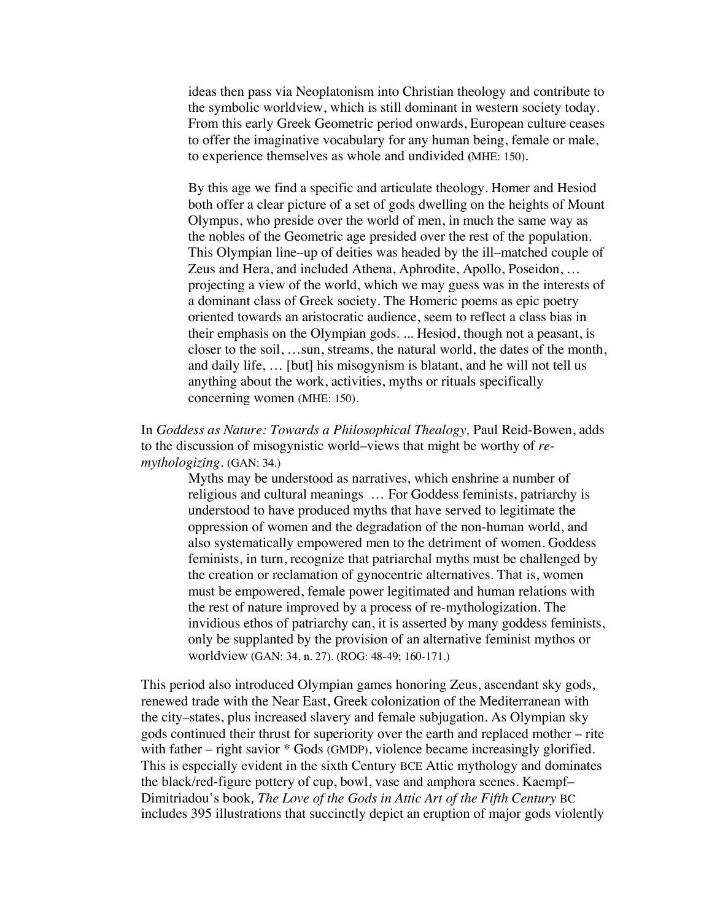> ideas then pass via Neoplatonism into Christian theology and contribute to the symbolic worldview, which is still dominant in western society today. From this early Greek Geometric period onwards, European culture ceases to offer the imaginative vocabulary for any human being, female or male, to experience themselves as whole and undivided (MHE: 150).
>
> By this age we find a specific and articulate theology. Homer and Hesiod both offer a clear picture of a set of gods dwelling on the heights of Mount Olympus, who preside over the world of men, in much the same way as the nobles of the Geometric age presided over the rest of the population. This Olympian line–up of deities was headed by the ill–matched couple of Zeus and Hera, and included Athena, Aphrodite, Apollo, Poseidon, … projecting a view of the world, which we may guess was in the interests of a dominant class of Greek society. The Homeric poems as epic poetry oriented towards an aristocratic audience, seem to reflect a class bias in their emphasis on the Olympian gods. ... Hesiod, though not a peasant, is closer to the soil, …sun, streams, the natural world, the dates of the month, and daily life, … [but] his misogynism is blatant, and he will not tell us anything about the work, activities, myths or rituals specifically concerning women (MHE: 150).

In *Goddess as Nature: Towards a Philosophical Thealogy,* Paul Reid-Bowen, adds to the discussion of misogynistic world–views that might be worthy of *re-mythologizing*. (GAN: 34.)

> Myths may be understood as narratives, which enshrine a number of religious and cultural meanings … For Goddess feminists, patriarchy is understood to have produced myths that have served to legitimate the oppression of women and the degradation of the non-human world, and also systematically empowered men to the detriment of women. Goddess feminists, in turn, recognize that patriarchal myths must be challenged by the creation or reclamation of gynocentric alternatives. That is, women must be empowered, female power legitimated and human relations with the rest of nature improved by a process of re-mythologization. The invidious ethos of patriarchy can, it is asserted by many goddess feminists, only be supplanted by the provision of an alternative feminist mythos or worldview (GAN: 34, n. 27). (ROG: 48-49; 160-171.)

This period also introduced Olympian games honoring Zeus, ascendant sky gods, renewed trade with the Near East, Greek colonization of the Mediterranean with the city–states, plus increased slavery and female subjugation. As Olympian sky gods continued their thrust for superiority over the earth and replaced mother – rite with father – right savior * Gods (GMDP), violence became increasingly glorified. This is especially evident in the sixth Century BCE Attic mythology and dominates the black/red-figure pottery of cup, bowl, vase and amphora scenes. Kaempf–Dimitriadou's book*, The Love of the Gods in Attic Art of the Fifth Century* BC includes 395 illustrations that succinctly depict an eruption of major gods violently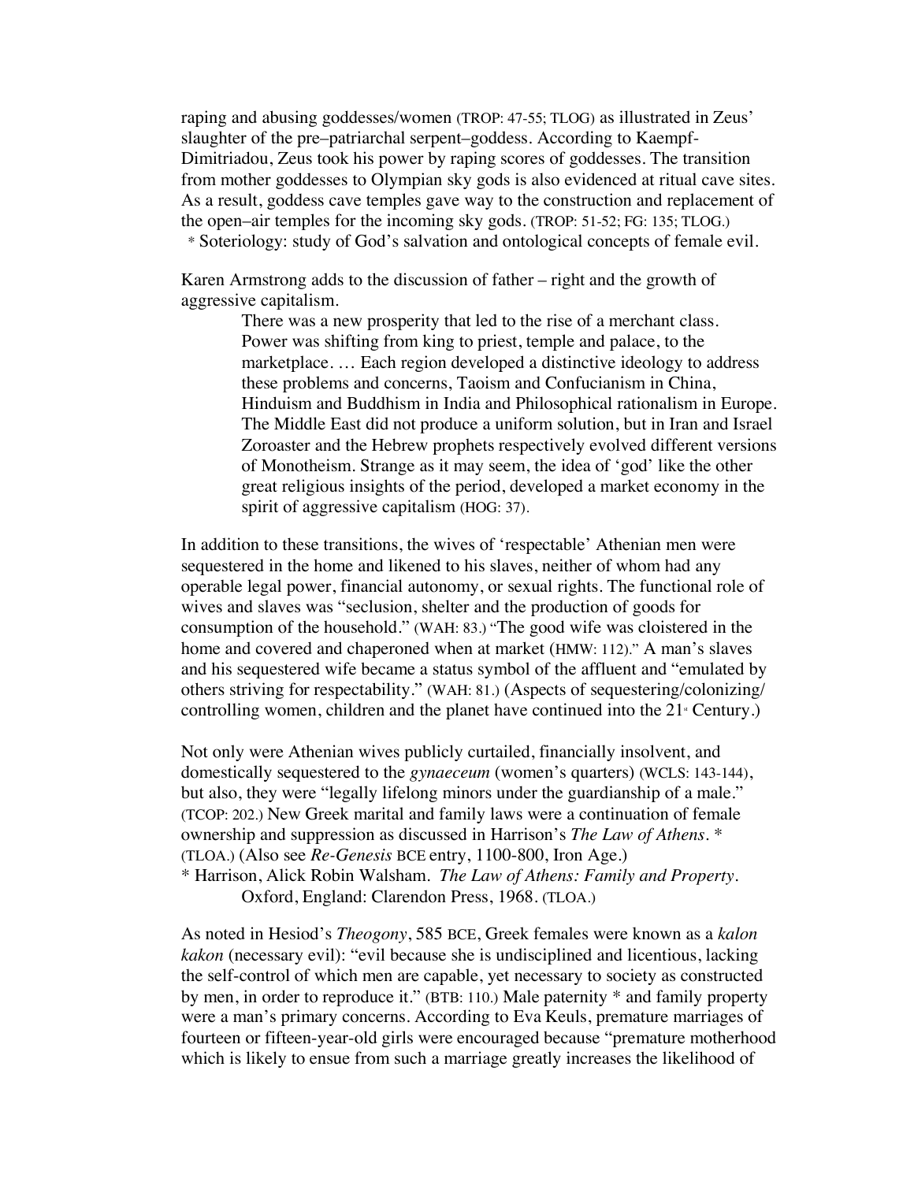raping and abusing goddesses/women (TROP: 47-55; TLOG) as illustrated in Zeus' slaughter of the pre–patriarchal serpent–goddess. According to Kaempf-Dimitriadou, Zeus took his power by raping scores of goddesses. The transition from mother goddesses to Olympian sky gods is also evidenced at ritual cave sites. As a result, goddess cave temples gave way to the construction and replacement of the open–air temples for the incoming sky gods. (TROP: 51-52; FG: 135; TLOG.)

\* Soteriology: study of God's salvation and ontological concepts of female evil.

Karen Armstrong adds to the discussion of father – right and the growth of aggressive capitalism.

> There was a new prosperity that led to the rise of a merchant class. Power was shifting from king to priest, temple and palace, to the marketplace. … Each region developed a distinctive ideology to address these problems and concerns, Taoism and Confucianism in China, Hinduism and Buddhism in India and Philosophical rationalism in Europe. The Middle East did not produce a uniform solution, but in Iran and Israel Zoroaster and the Hebrew prophets respectively evolved different versions of Monotheism. Strange as it may seem, the idea of 'god' like the other great religious insights of the period, developed a market economy in the spirit of aggressive capitalism (HOG: 37).

In addition to these transitions, the wives of 'respectable' Athenian men were sequestered in the home and likened to his slaves, neither of whom had any operable legal power, financial autonomy, or sexual rights. The functional role of wives and slaves was "seclusion, shelter and the production of goods for consumption of the household." (WAH: 83.) "The good wife was cloistered in the home and covered and chaperoned when at market (HMW: 112)." A man's slaves and his sequestered wife became a status symbol of the affluent and "emulated by others striving for respectability." (WAH: 81.) (Aspects of sequestering/colonizing/controlling women, children and the planet have continued into the 21st Century.)

Not only were Athenian wives publicly curtailed, financially insolvent, and domestically sequestered to the *gynaeceum* (women's quarters) (WCLS: 143-144), but also, they were "legally lifelong minors under the guardianship of a male." (TCOP: 202.) New Greek marital and family laws were a continuation of female ownership and suppression as discussed in Harrison's *The Law of Athens*. * (TLOA.) (Also see *Re-Genesis* BCE entry, 1100-800, Iron Age.)

\* Harrison, Alick Robin Walsham. *The Law of Athens: Family and Property*. Oxford, England: Clarendon Press, 1968. (TLOA.)

As noted in Hesiod's *Theogony*, 585 BCE, Greek females were known as a *kalon kakon* (necessary evil): "evil because she is undisciplined and licentious, lacking the self-control of which men are capable, yet necessary to society as constructed by men, in order to reproduce it." (BTB: 110.) Male paternity * and family property were a man's primary concerns. According to Eva Keuls, premature marriages of fourteen or fifteen-year-old girls were encouraged because "premature motherhood which is likely to ensue from such a marriage greatly increases the likelihood of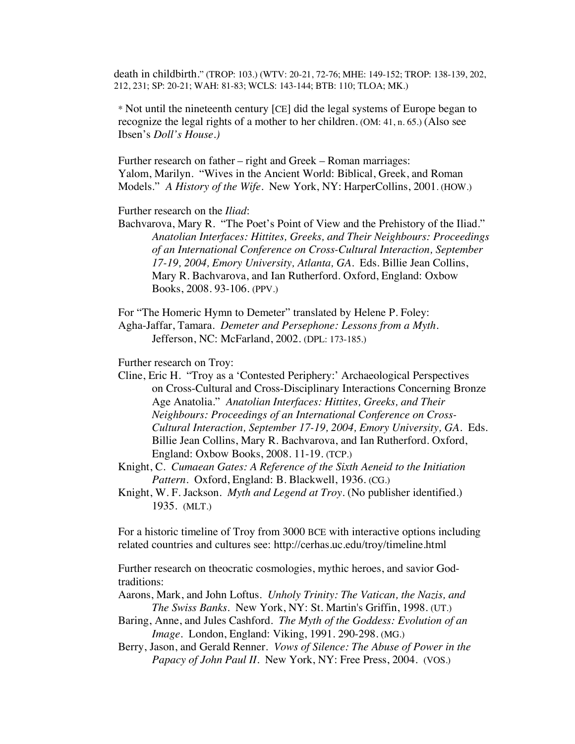death in childbirth." (TROP: 103.) (WTV: 20-21, 72-76; MHE: 149-152; TROP: 138-139, 202, 212, 231; SP: 20-21; WAH: 81-83; WCLS: 143-144; BTB: 110; TLOA; MK.)

* Not until the nineteenth century [CE] did the legal systems of Europe began to recognize the legal rights of a mother to her children. (OM: 41, n. 65.) (Also see Ibsen's *Doll's House.)*

Further research on father – right and Greek – Roman marriages:
Yalom, Marilyn. "Wives in the Ancient World: Biblical, Greek, and Roman Models." *A History of the Wife*. New York, NY: HarperCollins, 2001. (HOW.)

Further research on the *Iliad*:
Bachvarova, Mary R. "The Poet's Point of View and the Prehistory of the Iliad." *Anatolian Interfaces: Hittites, Greeks, and Their Neighbours: Proceedings of an International Conference on Cross-Cultural Interaction, September 17-19, 2004, Emory University, Atlanta, GA*. Eds. Billie Jean Collins, Mary R. Bachvarova, and Ian Rutherford. Oxford, England: Oxbow Books, 2008. 93-106. (PPV.)

For "The Homeric Hymn to Demeter" translated by Helene P. Foley:
Agha-Jaffar, Tamara. *Demeter and Persephone: Lessons from a Myth*. Jefferson, NC: McFarland, 2002. (DPL: 173-185.)

Further research on Troy:
Cline, Eric H. "Troy as a 'Contested Periphery:' Archaeological Perspectives on Cross-Cultural and Cross-Disciplinary Interactions Concerning Bronze Age Anatolia." *Anatolian Interfaces: Hittites, Greeks, and Their Neighbours: Proceedings of an International Conference on Cross-Cultural Interaction, September 17-19, 2004, Emory University, GA*. Eds. Billie Jean Collins, Mary R. Bachvarova, and Ian Rutherford. Oxford, England: Oxbow Books, 2008. 11-19. (TCP.)
Knight, C. *Cumaean Gates: A Reference of the Sixth Aeneid to the Initiation Pattern*. Oxford, England: B. Blackwell, 1936. (CG.)
Knight, W. F. Jackson. *Myth and Legend at Troy*. (No publisher identified.) 1935. (MLT.)

For a historic timeline of Troy from 3000 BCE with interactive options including related countries and cultures see: http://cerhas.uc.edu/troy/timeline.html

Further research on theocratic cosmologies, mythic heroes, and savior God-traditions:
Aarons, Mark, and John Loftus. *Unholy Trinity: The Vatican, the Nazis, and The Swiss Banks*. New York, NY: St. Martin's Griffin, 1998. (UT.)
Baring, Anne, and Jules Cashford. *The Myth of the Goddess: Evolution of an Image*. London, England: Viking, 1991. 290-298. (MG.)
Berry, Jason, and Gerald Renner. *Vows of Silence: The Abuse of Power in the Papacy of John Paul II*. New York, NY: Free Press, 2004. (VOS.)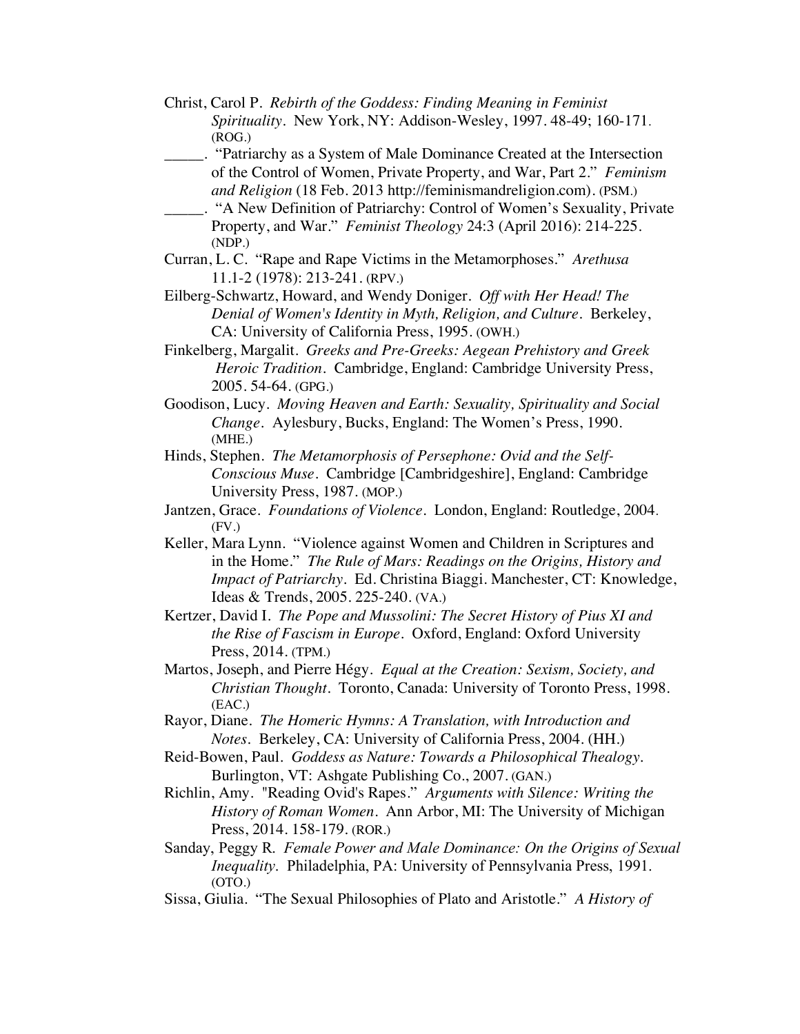Christ, Carol P. *Rebirth of the Goddess: Finding Meaning in Feminist Spirituality*. New York, NY: Addison-Wesley, 1997. 48-49; 160-171. (ROG.)

_____. "Patriarchy as a System of Male Dominance Created at the Intersection of the Control of Women, Private Property, and War, Part 2." *Feminism and Religion* (18 Feb. 2013 http://feminismandreligion.com). (PSM.)

_____. "A New Definition of Patriarchy: Control of Women's Sexuality, Private Property, and War." *Feminist Theology* 24:3 (April 2016): 214-225. (NDP.)

Curran, L. C. "Rape and Rape Victims in the Metamorphoses." *Arethusa* 11.1-2 (1978): 213-241. (RPV.)

Eilberg-Schwartz, Howard, and Wendy Doniger. *Off with Her Head! The Denial of Women's Identity in Myth, Religion, and Culture*. Berkeley, CA: University of California Press, 1995. (OWH.)

Finkelberg, Margalit. *Greeks and Pre-Greeks: Aegean Prehistory and Greek Heroic Tradition*. Cambridge, England: Cambridge University Press, 2005. 54-64. (GPG.)

Goodison, Lucy. *Moving Heaven and Earth: Sexuality, Spirituality and Social Change*. Aylesbury, Bucks, England: The Women's Press, 1990. (MHE.)

Hinds, Stephen. *The Metamorphosis of Persephone: Ovid and the Self-Conscious Muse*. Cambridge [Cambridgeshire], England: Cambridge University Press, 1987. (MOP.)

Jantzen, Grace. *Foundations of Violence*. London, England: Routledge, 2004. (FV.)

Keller, Mara Lynn. "Violence against Women and Children in Scriptures and in the Home." *The Rule of Mars: Readings on the Origins, History and Impact of Patriarchy*. Ed. Christina Biaggi. Manchester, CT: Knowledge, Ideas & Trends, 2005. 225-240. (VA.)

Kertzer, David I. *The Pope and Mussolini: The Secret History of Pius XI and the Rise of Fascism in Europe*. Oxford, England: Oxford University Press, 2014. (TPM.)

Martos, Joseph, and Pierre Hégy. *Equal at the Creation: Sexism, Society, and Christian Thought*. Toronto, Canada: University of Toronto Press, 1998. (EAC.)

Rayor, Diane. *The Homeric Hymns: A Translation, with Introduction and Notes*. Berkeley, CA: University of California Press, 2004. (HH.)

Reid-Bowen, Paul. *Goddess as Nature: Towards a Philosophical Thealogy*. Burlington, VT: Ashgate Publishing Co., 2007. (GAN.)

Richlin, Amy. "Reading Ovid's Rapes." *Arguments with Silence: Writing the History of Roman Women*. Ann Arbor, MI: The University of Michigan Press, 2014. 158-179. (ROR.)

Sanday, Peggy R. *Female Power and Male Dominance: On the Origins of Sexual Inequality*. Philadelphia, PA: University of Pennsylvania Press, 1991. (OTO.)

Sissa, Giulia. "The Sexual Philosophies of Plato and Aristotle." *A History of*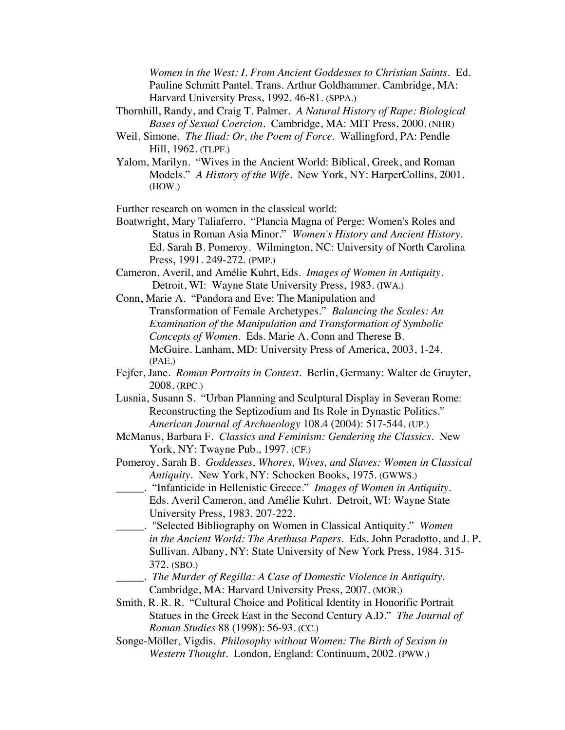*Women in the West: I. From Ancient Goddesses to Christian Saints*. Ed. Pauline Schmitt Pantel. Trans. Arthur Goldhammer. Cambridge, MA: Harvard University Press, 1992. 46-81. (SPPA.)

Thornhill, Randy, and Craig T. Palmer. *A Natural History of Rape: Biological Bases of Sexual Coercion*. Cambridge, MA: MIT Press, 2000. (NHR)

Weil, Simone. *The Iliad: Or, the Poem of Force*. Wallingford, PA: Pendle Hill, 1962. (TLPF.)

Yalom, Marilyn. "Wives in the Ancient World: Biblical, Greek, and Roman Models." *A History of the Wife*. New York, NY: HarperCollins, 2001. (HOW.)

Further research on women in the classical world:

Boatwright, Mary Taliaferro. "Plancia Magna of Perge: Women's Roles and Status in Roman Asia Minor." *Women's History and Ancient History*. Ed. Sarah B. Pomeroy. Wilmington, NC: University of North Carolina Press, 1991. 249-272. (PMP.)

Cameron, Averil, and Amélie Kuhrt, Eds. *Images of Women in Antiquity*. Detroit, WI: Wayne State University Press, 1983. (IWA.)

Conn, Marie A. "Pandora and Eve: The Manipulation and Transformation of Female Archetypes." *Balancing the Scales: An Examination of the Manipulation and Transformation of Symbolic Concepts of Women*. Eds. Marie A. Conn and Therese B. McGuire. Lanham, MD: University Press of America, 2003, 1-24. (PAE.)

Fejfer, Jane. *Roman Portraits in Context*. Berlin, Germany: Walter de Gruyter, 2008. (RPC.)

Lusnia, Susann S. "Urban Planning and Sculptural Display in Severan Rome: Reconstructing the Septizodium and Its Role in Dynastic Politics." *American Journal of Archaeology* 108.4 (2004): 517-544. (UP.)

McManus, Barbara F. *Classics and Feminism: Gendering the Classics*. New York, NY: Twayne Pub., 1997. (CF.)

Pomeroy, Sarah B. *Goddesses, Whores, Wives, and Slaves: Women in Classical Antiquity*. New York, NY: Schocken Books, 1975. (GWWS.)

_____. "Infanticide in Hellenistic Greece." *Images of Women in Antiquity*. Eds. Averil Cameron, and Amélie Kuhrt. Detroit, WI: Wayne State University Press, 1983. 207-222.

_____. "Selected Bibliography on Women in Classical Antiquity." *Women in the Ancient World: The Arethusa Papers*. Eds. John Peradotto, and J. P. Sullivan. Albany, NY: State University of New York Press, 1984. 315-372. (SBO.)

_____. *The Murder of Regilla: A Case of Domestic Violence in Antiquity*. Cambridge, MA: Harvard University Press, 2007. (MOR.)

Smith, R. R. R. "Cultural Choice and Political Identity in Honorific Portrait Statues in the Greek East in the Second Century A.D." *The Journal of Roman Studies* 88 (1998): 56-93. (CC.)

Songe-Möller, Vigdis. *Philosophy without Women: The Birth of Sexism in Western Thought*. London, England: Continuum, 2002. (PWW.)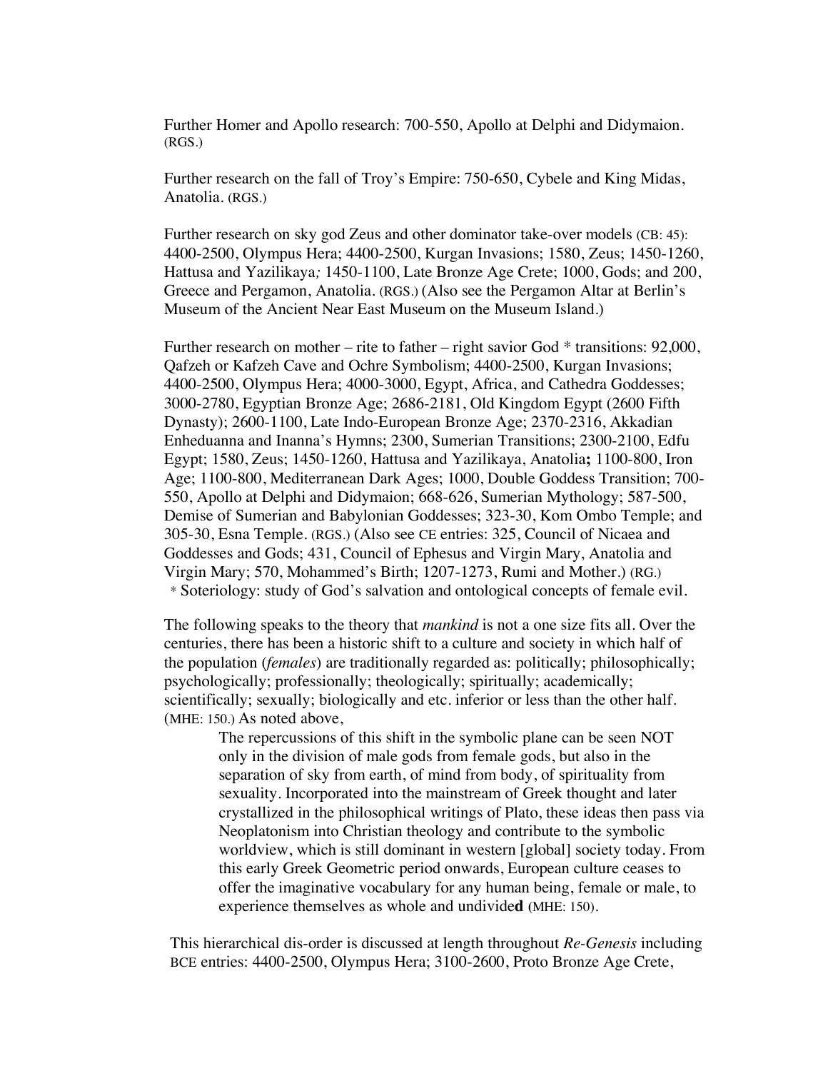Further Homer and Apollo research: 700-550, Apollo at Delphi and Didymaion. (RGS.)

Further research on the fall of Troy's Empire: 750-650, Cybele and King Midas, Anatolia. (RGS.)

Further research on sky god Zeus and other dominator take-over models (CB: 45): 4400-2500, Olympus Hera; 4400-2500, Kurgan Invasions; 1580, Zeus; 1450-1260, Hattusa and Yazilikaya*;* 1450-1100, Late Bronze Age Crete; 1000, Gods; and 200, Greece and Pergamon, Anatolia. (RGS.) (Also see the Pergamon Altar at Berlin's Museum of the Ancient Near East Museum on the Museum Island.)

Further research on mother – rite to father – right savior God * transitions: 92,000, Qafzeh or Kafzeh Cave and Ochre Symbolism; 4400-2500, Kurgan Invasions; 4400-2500, Olympus Hera; 4000-3000, Egypt, Africa, and Cathedra Goddesses; 3000-2780, Egyptian Bronze Age; 2686-2181, Old Kingdom Egypt (2600 Fifth Dynasty); 2600-1100, Late Indo-European Bronze Age; 2370-2316, Akkadian Enheduanna and Inanna's Hymns; 2300, Sumerian Transitions; 2300-2100, Edfu Egypt; 1580, Zeus; 1450-1260, Hattusa and Yazilikaya, Anatolia**;** 1100-800, Iron Age; 1100-800, Mediterranean Dark Ages; 1000, Double Goddess Transition; 700-550, Apollo at Delphi and Didymaion; 668-626, Sumerian Mythology; 587-500, Demise of Sumerian and Babylonian Goddesses; 323-30, Kom Ombo Temple; and 305-30, Esna Temple. (RGS.) (Also see CE entries: 325, Council of Nicaea and Goddesses and Gods; 431, Council of Ephesus and Virgin Mary, Anatolia and Virgin Mary; 570, Mohammed's Birth; 1207-1273, Rumi and Mother.) (RG.)
 * Soteriology: study of God's salvation and ontological concepts of female evil.

The following speaks to the theory that *mankind* is not a one size fits all. Over the centuries, there has been a historic shift to a culture and society in which half of the population (*females*) are traditionally regarded as: politically; philosophically; psychologically; professionally; theologically; spiritually; academically; scientifically; sexually; biologically and etc. inferior or less than the other half. (MHE: 150.) As noted above,

> The repercussions of this shift in the symbolic plane can be seen NOT only in the division of male gods from female gods, but also in the separation of sky from earth, of mind from body, of spirituality from sexuality. Incorporated into the mainstream of Greek thought and later crystallized in the philosophical writings of Plato, these ideas then pass via Neoplatonism into Christian theology and contribute to the symbolic worldview, which is still dominant in western [global] society today. From this early Greek Geometric period onwards, European culture ceases to offer the imaginative vocabulary for any human being, female or male, to experience themselves as whole and undivide**d** (MHE: 150).

This hierarchical dis-order is discussed at length throughout *Re-Genesis* including BCE entries: 4400-2500, Olympus Hera; 3100-2600, Proto Bronze Age Crete,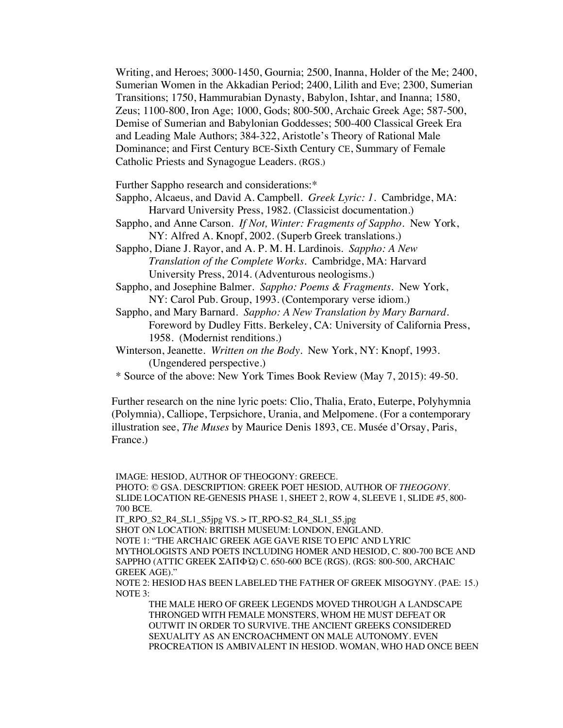Writing, and Heroes; 3000-1450, Gournia; 2500, Inanna, Holder of the Me; 2400, Sumerian Women in the Akkadian Period; 2400, Lilith and Eve; 2300, Sumerian Transitions; 1750, Hammurabian Dynasty, Babylon, Ishtar, and Inanna; 1580, Zeus; 1100-800, Iron Age; 1000, Gods; 800-500, Archaic Greek Age; 587-500, Demise of Sumerian and Babylonian Goddesses; 500-400 Classical Greek Era and Leading Male Authors; 384-322, Aristotle's Theory of Rational Male Dominance; and First Century BCE-Sixth Century CE, Summary of Female Catholic Priests and Synagogue Leaders. (RGS.)

Further Sappho research and considerations:*

Sappho, Alcaeus, and David A. Campbell. *Greek Lyric: 1*. Cambridge, MA: Harvard University Press, 1982. (Classicist documentation.)

Sappho, and Anne Carson. *If Not, Winter: Fragments of Sappho*. New York, NY: Alfred A. Knopf, 2002. (Superb Greek translations.)

Sappho, Diane J. Rayor, and A. P. M. H. Lardinois. *Sappho: A New Translation of the Complete Works*. Cambridge, MA: Harvard University Press, 2014. (Adventurous neologisms.)

Sappho, and Josephine Balmer. *Sappho: Poems & Fragments*. New York, NY: Carol Pub. Group, 1993. (Contemporary verse idiom.)

Sappho, and Mary Barnard. *Sappho: A New Translation by Mary Barnard*. Foreword by Dudley Fitts. Berkeley, CA: University of California Press, 1958. (Modernist renditions.)

Winterson, Jeanette. *Written on the Body*. New York, NY: Knopf, 1993. (Ungendered perspective.)

\* Source of the above: New York Times Book Review (May 7, 2015): 49-50.

Further research on the nine lyric poets: Clio, Thalia, Erato, Euterpe, Polyhymnia (Polymnia), Calliope, Terpsichore, Urania, and Melpomene. (For a contemporary illustration see, *The Muses* by Maurice Denis 1893, CE. Musée d'Orsay, Paris, France.)

IMAGE: HESIOD, AUTHOR OF THEOGONY: GREECE.
PHOTO: © GSA. DESCRIPTION: GREEK POET HESIOD, AUTHOR OF *THEOGONY*.
SLIDE LOCATION RE-GENESIS PHASE 1, SHEET 2, ROW 4, SLEEVE 1, SLIDE #5, 800-700 BCE.
IT_RPO_S2_R4_SL1_S5jpg VS. > IT_RPO-S2_R4_SL1_S5.jpg
SHOT ON LOCATION: BRITISH MUSEUM: LONDON, ENGLAND.
NOTE 1: "THE ARCHAIC GREEK AGE GAVE RISE TO EPIC AND LYRIC MYTHOLOGISTS AND POETS INCLUDING HOMER AND HESIOD, C. 800-700 BCE AND SAPPHO (ATTIC GREEK ΣΑΠΦΏ) C. 650-600 BCE (RGS). (RGS: 800-500, ARCHAIC GREEK AGE)."
NOTE 2: HESIOD HAS BEEN LABELED THE FATHER OF GREEK MISOGYNY. (PAE: 15.)
NOTE 3:

> THE MALE HERO OF GREEK LEGENDS MOVED THROUGH A LANDSCAPE THRONGED WITH FEMALE MONSTERS, WHOM HE MUST DEFEAT OR OUTWIT IN ORDER TO SURVIVE. THE ANCIENT GREEKS CONSIDERED SEXUALITY AS AN ENCROACHMENT ON MALE AUTONOMY. EVEN PROCREATION IS AMBIVALENT IN HESIOD. WOMAN, WHO HAD ONCE BEEN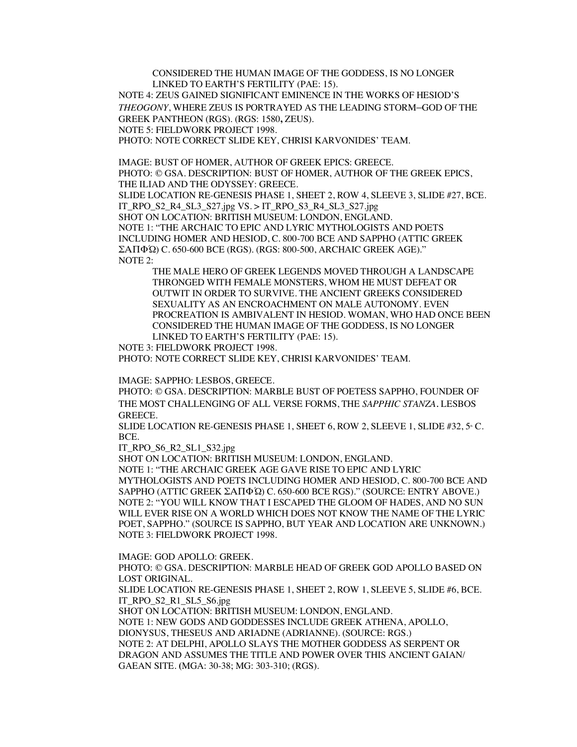CONSIDERED THE HUMAN IMAGE OF THE GODDESS, IS NO LONGER LINKED TO EARTH'S FERTILITY (PAE: 15).

NOTE 4: ZEUS GAINED SIGNIFICANT EMINENCE IN THE WORKS OF HESIOD'S *THEOGONY*, WHERE ZEUS IS PORTRAYED AS THE LEADING STORM–GOD OF THE GREEK PANTHEON (RGS). (RGS: 1580**,** ZEUS).

NOTE 5: FIELDWORK PROJECT 1998.

PHOTO: NOTE CORRECT SLIDE KEY, CHRISI KARVONIDES' TEAM.

IMAGE: BUST OF HOMER, AUTHOR OF GREEK EPICS: GREECE.

PHOTO: © GSA. DESCRIPTION: BUST OF HOMER, AUTHOR OF THE GREEK EPICS, THE ILIAD AND THE ODYSSEY: GREECE.

SLIDE LOCATION RE-GENESIS PHASE 1, SHEET 2, ROW 4, SLEEVE 3, SLIDE #27, BCE.

IT_RPO_S2_R4_SL3_S27.jpg VS. > IT_RPO_S3_R4_SL3_S27.jpg

SHOT ON LOCATION: BRITISH MUSEUM: LONDON, ENGLAND.

NOTE 1: "THE ARCHAIC TO EPIC AND LYRIC MYTHOLOGISTS AND POETS INCLUDING HOMER AND HESIOD, C. 800-700 BCE AND SAPPHO (ATTIC GREEK ΣΑΠΦΏ) C. 650-600 BCE (RGS). (RGS: 800-500, ARCHAIC GREEK AGE)."

NOTE 2:

> THE MALE HERO OF GREEK LEGENDS MOVED THROUGH A LANDSCAPE THRONGED WITH FEMALE MONSTERS, WHOM HE MUST DEFEAT OR OUTWIT IN ORDER TO SURVIVE. THE ANCIENT GREEKS CONSIDERED SEXUALITY AS AN ENCROACHMENT ON MALE AUTONOMY. EVEN PROCREATION IS AMBIVALENT IN HESIOD. WOMAN, WHO HAD ONCE BEEN CONSIDERED THE HUMAN IMAGE OF THE GODDESS, IS NO LONGER LINKED TO EARTH'S FERTILITY (PAE: 15).

NOTE 3: FIELDWORK PROJECT 1998.

PHOTO: NOTE CORRECT SLIDE KEY, CHRISI KARVONIDES' TEAM.

IMAGE: SAPPHO: LESBOS, GREECE.

PHOTO: © GSA. DESCRIPTION: MARBLE BUST OF POETESS SAPPHO, FOUNDER OF THE MOST CHALLENGING OF ALL VERSE FORMS, THE *SAPPHIC STANZA***.** LESBOS GREECE.

SLIDE LOCATION RE-GENESIS PHASE 1, SHEET 6, ROW 2, SLEEVE 1, SLIDE #32, 5th C. BCE.

IT_RPO_S6_R2_SL1_S32.jpg

SHOT ON LOCATION: BRITISH MUSEUM: LONDON, ENGLAND.

NOTE 1: "THE ARCHAIC GREEK AGE GAVE RISE TO EPIC AND LYRIC MYTHOLOGISTS AND POETS INCLUDING HOMER AND HESIOD, C. 800-700 BCE AND SAPPHO (ATTIC GREEK ΣΑΠΦΏ) C. 650-600 BCE RGS)." (SOURCE: ENTRY ABOVE.)

NOTE 2: "YOU WILL KNOW THAT I ESCAPED THE GLOOM OF HADES, AND NO SUN WILL EVER RISE ON A WORLD WHICH DOES NOT KNOW THE NAME OF THE LYRIC POET, SAPPHO." (SOURCE IS SAPPHO, BUT YEAR AND LOCATION ARE UNKNOWN.)

NOTE 3: FIELDWORK PROJECT 1998.

IMAGE: GOD APOLLO: GREEK.

PHOTO: © GSA. DESCRIPTION: MARBLE HEAD OF GREEK GOD APOLLO BASED ON LOST ORIGINAL.

SLIDE LOCATION RE-GENESIS PHASE 1, SHEET 2, ROW 1, SLEEVE 5, SLIDE #6, BCE.

IT_RPO_S2_R1_SL5_S6.jpg

SHOT ON LOCATION: BRITISH MUSEUM: LONDON, ENGLAND.

NOTE 1: NEW GODS AND GODDESSES INCLUDE GREEK ATHENA, APOLLO, DIONYSUS, THESEUS AND ARIADNE (ADRIANNE). (SOURCE: RGS.)

NOTE 2: AT DELPHI, APOLLO SLAYS THE MOTHER GODDESS AS SERPENT OR DRAGON AND ASSUMES THE TITLE AND POWER OVER THIS ANCIENT GAIAN/ GAEAN SITE. (MGA: 30-38; MG: 303-310; (RGS).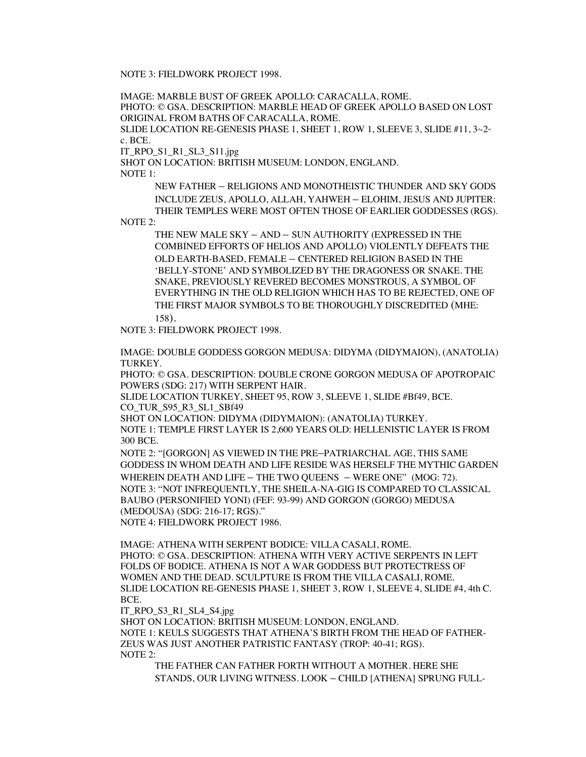NOTE 3: FIELDWORK PROJECT 1998.

IMAGE: MARBLE BUST OF GREEK APOLLO: CARACALLA, ROME.
PHOTO: © GSA. DESCRIPTION: MARBLE HEAD OF GREEK APOLLO BASED ON LOST ORIGINAL FROM BATHS OF CARACALLA, ROME.
SLIDE LOCATION RE-GENESIS PHASE 1, SHEET 1, ROW 1, SLEEVE 3, SLIDE #11, 3rd-2nd c. BCE.
IT_RPO_S1_R1_SL3_S11.jpg
SHOT ON LOCATION: BRITISH MUSEUM: LONDON, ENGLAND.
NOTE 1:

> NEW FATHER – RELIGIONS AND MONOTHEISTIC THUNDER AND SKY GODS INCLUDE ZEUS, APOLLO, ALLAH, YAHWEH – ELOHIM, JESUS AND JUPITER: THEIR TEMPLES WERE MOST OFTEN THOSE OF EARLIER GODDESSES (RGS).

NOTE 2:

> THE NEW MALE SKY – AND – SUN AUTHORITY (EXPRESSED IN THE COMBINED EFFORTS OF HELIOS AND APOLLO) VIOLENTLY DEFEATS THE OLD EARTH-BASED, FEMALE – CENTERED RELIGION BASED IN THE 'BELLY-STONE' AND SYMBOLIZED BY THE DRAGONESS OR SNAKE. THE SNAKE, PREVIOUSLY REVERED BECOMES MONSTROUS, A SYMBOL OF EVERYTHING IN THE OLD RELIGION WHICH HAS TO BE REJECTED, ONE OF THE FIRST MAJOR SYMBOLS TO BE THOROUGHLY DISCREDITED (MHE: 158).

NOTE 3: FIELDWORK PROJECT 1998.

IMAGE: DOUBLE GODDESS GORGON MEDUSA: DIDYMA (DIDYMAION), (ANATOLIA) TURKEY.
PHOTO: © GSA. DESCRIPTION: DOUBLE CRONE GORGON MEDUSA OF APOTROPAIC POWERS (SDG: 217) WITH SERPENT HAIR.
SLIDE LOCATION TURKEY, SHEET 95, ROW 3, SLEEVE 1, SLIDE #Bf49, BCE.
CO_TUR_S95_R3_SL1_SBf49
SHOT ON LOCATION: DIDYMA (DIDYMAION): (ANATOLIA) TURKEY.
NOTE 1: TEMPLE FIRST LAYER IS 2,600 YEARS OLD: HELLENISTIC LAYER IS FROM 300 BCE.
NOTE 2: "[GORGON] AS VIEWED IN THE PRE–PATRIARCHAL AGE, THIS SAME GODDESS IN WHOM DEATH AND LIFE RESIDE WAS HERSELF THE MYTHIC GARDEN WHEREIN DEATH AND LIFE – THE TWO QUEENS – WERE ONE" (MOG: 72).
NOTE 3: "NOT INFREQUENTLY, THE SHEILA-NA-GIG IS COMPARED TO CLASSICAL BAUBO (PERSONIFIED YONI) (FEF: 93-99) AND GORGON (GORGO) MEDUSA (MEDOUSA) (SDG: 216-17; RGS)."
NOTE 4: FIELDWORK PROJECT 1986.

IMAGE: ATHENA WITH SERPENT BODICE: VILLA CASALI, ROME.
PHOTO: © GSA. DESCRIPTION: ATHENA WITH VERY ACTIVE SERPENTS IN LEFT FOLDS OF BODICE. ATHENA IS NOT A WAR GODDESS BUT PROTECTRESS OF WOMEN AND THE DEAD. SCULPTURE IS FROM THE VILLA CASALI, ROME.
SLIDE LOCATION RE-GENESIS PHASE 1, SHEET 3, ROW 1, SLEEVE 4, SLIDE #4, 4th C. BCE.
IT_RPO_S3_R1_SL4_S4.jpg
SHOT ON LOCATION: BRITISH MUSEUM: LONDON, ENGLAND.
NOTE 1: KEULS SUGGESTS THAT ATHENA'S BIRTH FROM THE HEAD OF FATHER-ZEUS WAS JUST ANOTHER PATRISTIC FANTASY (TROP: 40-41; RGS).
NOTE 2:

> THE FATHER CAN FATHER FORTH WITHOUT A MOTHER. HERE SHE STANDS, OUR LIVING WITNESS. LOOK – CHILD [ATHENA] SPRUNG FULL-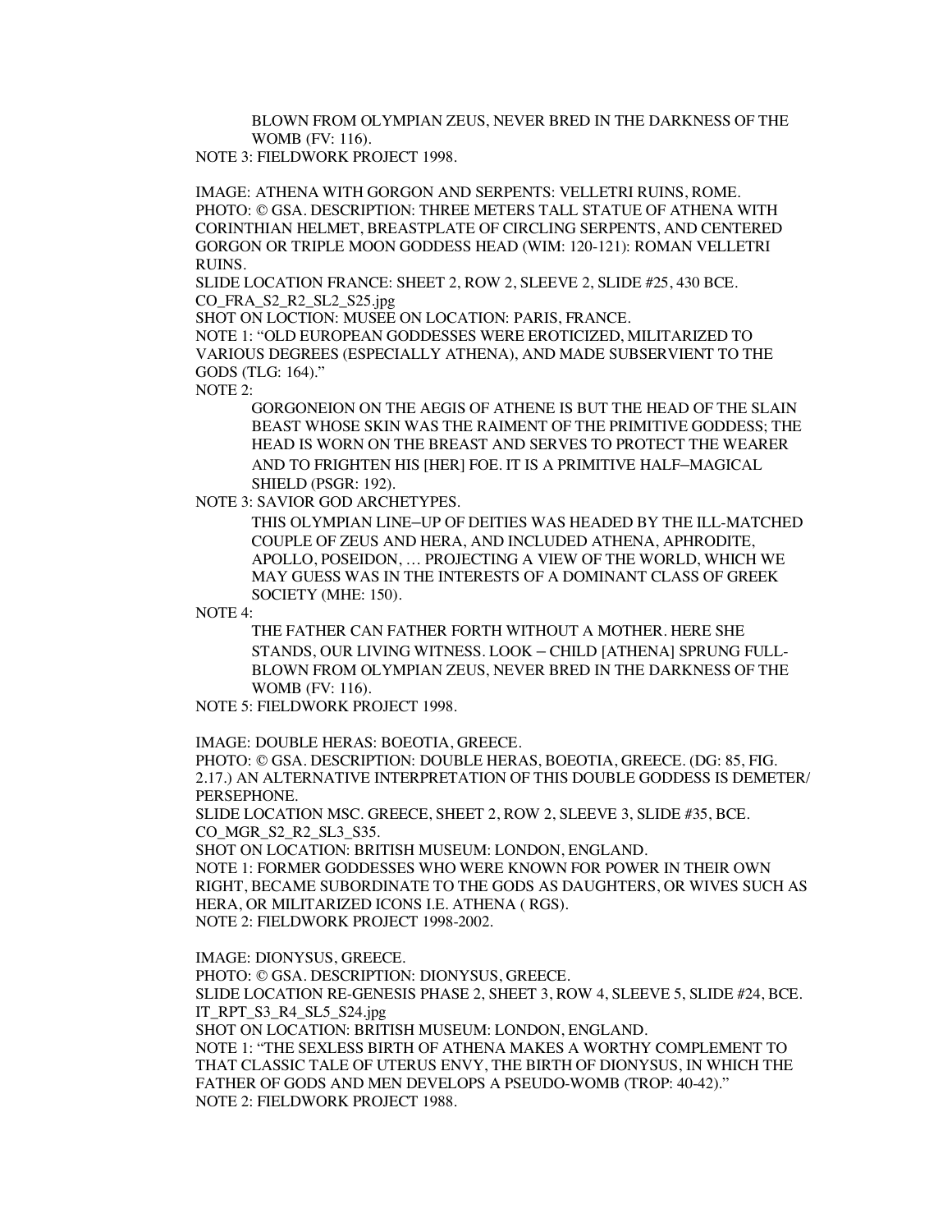BLOWN FROM OLYMPIAN ZEUS, NEVER BRED IN THE DARKNESS OF THE WOMB (FV: 116).

NOTE 3: FIELDWORK PROJECT 1998.

IMAGE: ATHENA WITH GORGON AND SERPENTS: VELLETRI RUINS, ROME.
PHOTO: © GSA. DESCRIPTION: THREE METERS TALL STATUE OF ATHENA WITH CORINTHIAN HELMET, BREASTPLATE OF CIRCLING SERPENTS, AND CENTERED GORGON OR TRIPLE MOON GODDESS HEAD (WIM: 120-121): ROMAN VELLETRI RUINS.
SLIDE LOCATION FRANCE: SHEET 2, ROW 2, SLEEVE 2, SLIDE #25, 430 BCE.
CO_FRA_S2_R2_SL2_S25.jpg
SHOT ON LOCTION: MUSEE ON LOCATION: PARIS, FRANCE.
NOTE 1: "OLD EUROPEAN GODDESSES WERE EROTICIZED, MILITARIZED TO VARIOUS DEGREES (ESPECIALLY ATHENA), AND MADE SUBSERVIENT TO THE GODS (TLG: 164)."
NOTE 2:

> GORGONEION ON THE AEGIS OF ATHENE IS BUT THE HEAD OF THE SLAIN BEAST WHOSE SKIN WAS THE RAIMENT OF THE PRIMITIVE GODDESS; THE HEAD IS WORN ON THE BREAST AND SERVES TO PROTECT THE WEARER AND TO FRIGHTEN HIS [HER] FOE. IT IS A PRIMITIVE HALF–MAGICAL SHIELD (PSGR: 192).

NOTE 3: SAVIOR GOD ARCHETYPES.

> THIS OLYMPIAN LINE–UP OF DEITIES WAS HEADED BY THE ILL-MATCHED COUPLE OF ZEUS AND HERA, AND INCLUDED ATHENA, APHRODITE, APOLLO, POSEIDON, … PROJECTING A VIEW OF THE WORLD, WHICH WE MAY GUESS WAS IN THE INTERESTS OF A DOMINANT CLASS OF GREEK SOCIETY (MHE: 150).

NOTE 4:

> THE FATHER CAN FATHER FORTH WITHOUT A MOTHER. HERE SHE STANDS, OUR LIVING WITNESS. LOOK – CHILD [ATHENA] SPRUNG FULL-BLOWN FROM OLYMPIAN ZEUS, NEVER BRED IN THE DARKNESS OF THE WOMB (FV: 116).

NOTE 5: FIELDWORK PROJECT 1998.

IMAGE: DOUBLE HERAS: BOEOTIA, GREECE.
PHOTO: © GSA. DESCRIPTION: DOUBLE HERAS, BOEOTIA, GREECE. (DG: 85, FIG. 2.17.) AN ALTERNATIVE INTERPRETATION OF THIS DOUBLE GODDESS IS DEMETER/ PERSEPHONE.
SLIDE LOCATION MSC. GREECE, SHEET 2, ROW 2, SLEEVE 3, SLIDE #35, BCE.
CO_MGR_S2_R2_SL3_S35.
SHOT ON LOCATION: BRITISH MUSEUM: LONDON, ENGLAND.
NOTE 1: FORMER GODDESSES WHO WERE KNOWN FOR POWER IN THEIR OWN RIGHT, BECAME SUBORDINATE TO THE GODS AS DAUGHTERS, OR WIVES SUCH AS HERA, OR MILITARIZED ICONS I.E. ATHENA ( RGS).
NOTE 2: FIELDWORK PROJECT 1998-2002.

IMAGE: DIONYSUS, GREECE.
PHOTO: © GSA. DESCRIPTION: DIONYSUS, GREECE.
SLIDE LOCATION RE-GENESIS PHASE 2, SHEET 3, ROW 4, SLEEVE 5, SLIDE #24, BCE.
IT_RPT_S3_R4_SL5_S24.jpg
SHOT ON LOCATION: BRITISH MUSEUM: LONDON, ENGLAND.
NOTE 1: "THE SEXLESS BIRTH OF ATHENA MAKES A WORTHY COMPLEMENT TO THAT CLASSIC TALE OF UTERUS ENVY, THE BIRTH OF DIONYSUS, IN WHICH THE FATHER OF GODS AND MEN DEVELOPS A PSEUDO-WOMB (TROP: 40-42)."
NOTE 2: FIELDWORK PROJECT 1988.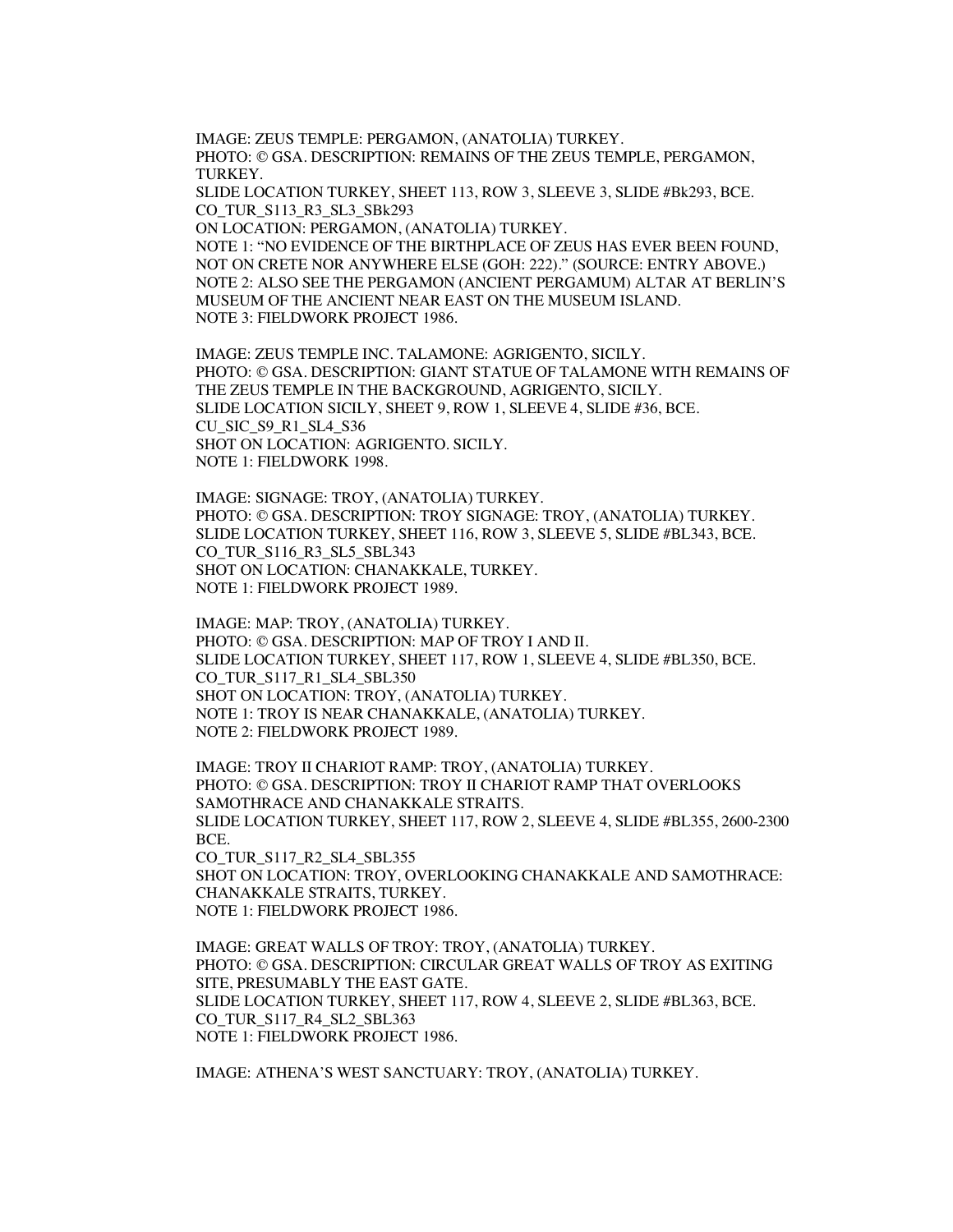IMAGE: ZEUS TEMPLE: PERGAMON, (ANATOLIA) TURKEY.
PHOTO: © GSA. DESCRIPTION: REMAINS OF THE ZEUS TEMPLE, PERGAMON, TURKEY.
SLIDE LOCATION TURKEY, SHEET 113, ROW 3, SLEEVE 3, SLIDE #Bk293, BCE.
CO_TUR_S113_R3_SL3_SBk293
ON LOCATION: PERGAMON, (ANATOLIA) TURKEY.
NOTE 1: "NO EVIDENCE OF THE BIRTHPLACE OF ZEUS HAS EVER BEEN FOUND, NOT ON CRETE NOR ANYWHERE ELSE (GOH: 222)." (SOURCE: ENTRY ABOVE.)
NOTE 2: ALSO SEE THE PERGAMON (ANCIENT PERGAMUM) ALTAR AT BERLIN'S MUSEUM OF THE ANCIENT NEAR EAST ON THE MUSEUM ISLAND.
NOTE 3: FIELDWORK PROJECT 1986.

IMAGE: ZEUS TEMPLE INC. TALAMONE: AGRIGENTO, SICILY.
PHOTO: © GSA. DESCRIPTION: GIANT STATUE OF TALAMONE WITH REMAINS OF THE ZEUS TEMPLE IN THE BACKGROUND, AGRIGENTO, SICILY.
SLIDE LOCATION SICILY, SHEET 9, ROW 1, SLEEVE 4, SLIDE #36, BCE.
CU_SIC_S9_R1_SL4_S36
SHOT ON LOCATION: AGRIGENTO. SICILY.
NOTE 1: FIELDWORK 1998.

IMAGE: SIGNAGE: TROY, (ANATOLIA) TURKEY.
PHOTO: © GSA. DESCRIPTION: TROY SIGNAGE: TROY, (ANATOLIA) TURKEY.
SLIDE LOCATION TURKEY, SHEET 116, ROW 3, SLEEVE 5, SLIDE #BL343, BCE.
CO_TUR_S116_R3_SL5_SBL343
SHOT ON LOCATION: CHANAKKALE, TURKEY.
NOTE 1: FIELDWORK PROJECT 1989.

IMAGE: MAP: TROY, (ANATOLIA) TURKEY.
PHOTO: © GSA. DESCRIPTION: MAP OF TROY I AND II.
SLIDE LOCATION TURKEY, SHEET 117, ROW 1, SLEEVE 4, SLIDE #BL350, BCE.
CO_TUR_S117_R1_SL4_SBL350
SHOT ON LOCATION: TROY, (ANATOLIA) TURKEY.
NOTE 1: TROY IS NEAR CHANAKKALE, (ANATOLIA) TURKEY.
NOTE 2: FIELDWORK PROJECT 1989.

IMAGE: TROY II CHARIOT RAMP: TROY, (ANATOLIA) TURKEY.
PHOTO: © GSA. DESCRIPTION: TROY II CHARIOT RAMP THAT OVERLOOKS SAMOTHRACE AND CHANAKKALE STRAITS.
SLIDE LOCATION TURKEY, SHEET 117, ROW 2, SLEEVE 4, SLIDE #BL355, 2600-2300 BCE.
CO_TUR_S117_R2_SL4_SBL355
SHOT ON LOCATION: TROY, OVERLOOKING CHANAKKALE AND SAMOTHRACE: CHANAKKALE STRAITS, TURKEY.
NOTE 1: FIELDWORK PROJECT 1986.

IMAGE: GREAT WALLS OF TROY: TROY, (ANATOLIA) TURKEY.
PHOTO: © GSA. DESCRIPTION: CIRCULAR GREAT WALLS OF TROY AS EXITING SITE, PRESUMABLY THE EAST GATE.
SLIDE LOCATION TURKEY, SHEET 117, ROW 4, SLEEVE 2, SLIDE #BL363, BCE.
CO_TUR_S117_R4_SL2_SBL363
NOTE 1: FIELDWORK PROJECT 1986.

IMAGE: ATHENA'S WEST SANCTUARY: TROY, (ANATOLIA) TURKEY.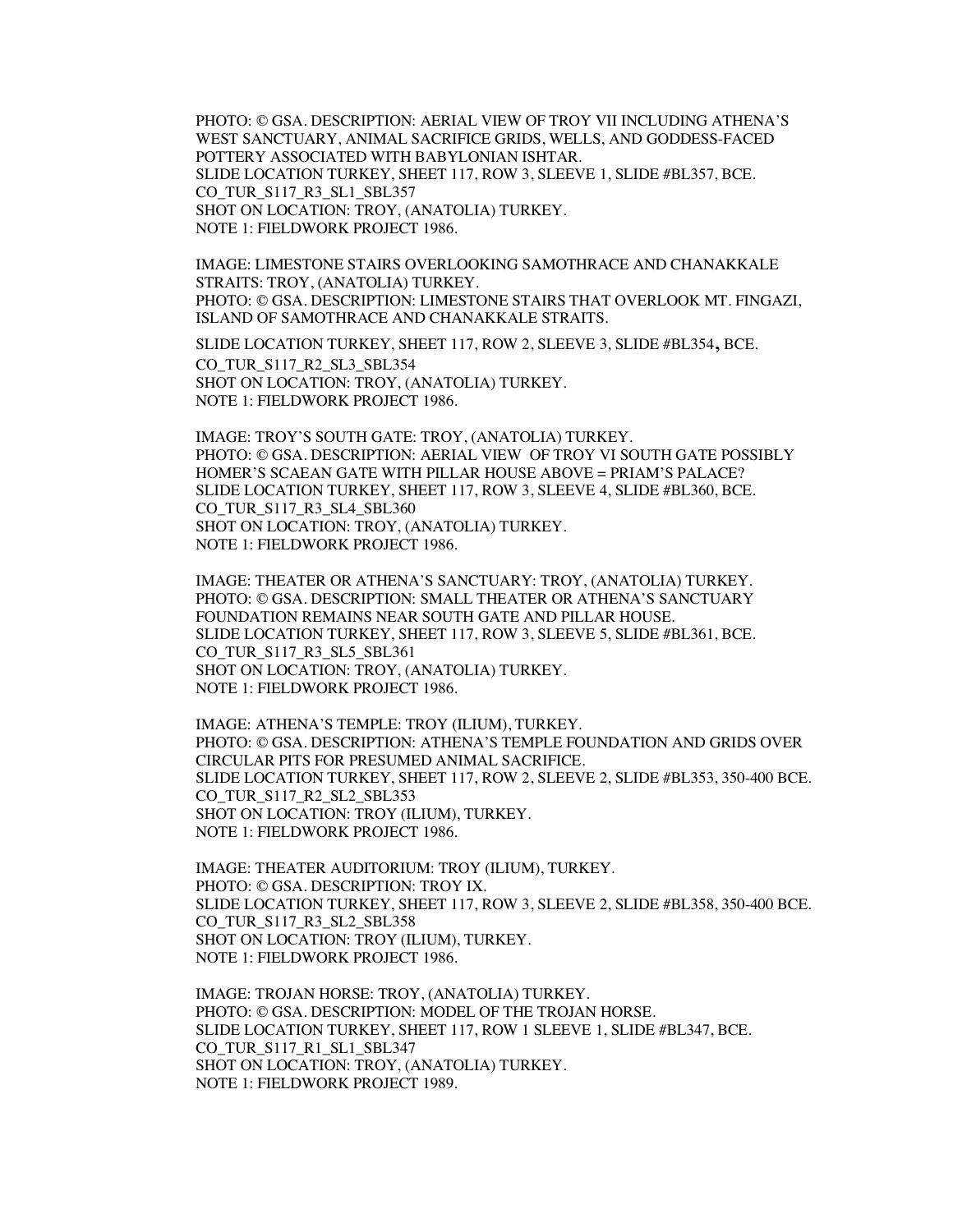PHOTO: © GSA. DESCRIPTION: AERIAL VIEW OF TROY VII INCLUDING ATHENA'S WEST SANCTUARY, ANIMAL SACRIFICE GRIDS, WELLS, AND GODDESS-FACED POTTERY ASSOCIATED WITH BABYLONIAN ISHTAR.
SLIDE LOCATION TURKEY, SHEET 117, ROW 3, SLEEVE 1, SLIDE #BL357, BCE.
CO_TUR_S117_R3_SL1_SBL357
SHOT ON LOCATION: TROY, (ANATOLIA) TURKEY.
NOTE 1: FIELDWORK PROJECT 1986.

IMAGE: LIMESTONE STAIRS OVERLOOKING SAMOTHRACE AND CHANAKKALE STRAITS: TROY, (ANATOLIA) TURKEY.
PHOTO: © GSA. DESCRIPTION: LIMESTONE STAIRS THAT OVERLOOK MT. FINGAZI, ISLAND OF SAMOTHRACE AND CHANAKKALE STRAITS.

SLIDE LOCATION TURKEY, SHEET 117, ROW 2, SLEEVE 3, SLIDE #BL354, BCE.
CO_TUR_S117_R2_SL3_SBL354
SHOT ON LOCATION: TROY, (ANATOLIA) TURKEY.
NOTE 1: FIELDWORK PROJECT 1986.

IMAGE: TROY'S SOUTH GATE: TROY, (ANATOLIA) TURKEY.
PHOTO: © GSA. DESCRIPTION: AERIAL VIEW OF TROY VI SOUTH GATE POSSIBLY HOMER'S SCAEAN GATE WITH PILLAR HOUSE ABOVE = PRIAM'S PALACE?
SLIDE LOCATION TURKEY, SHEET 117, ROW 3, SLEEVE 4, SLIDE #BL360, BCE.
CO_TUR_S117_R3_SL4_SBL360
SHOT ON LOCATION: TROY, (ANATOLIA) TURKEY.
NOTE 1: FIELDWORK PROJECT 1986.

IMAGE: THEATER OR ATHENA'S SANCTUARY: TROY, (ANATOLIA) TURKEY.
PHOTO: © GSA. DESCRIPTION: SMALL THEATER OR ATHENA'S SANCTUARY FOUNDATION REMAINS NEAR SOUTH GATE AND PILLAR HOUSE.
SLIDE LOCATION TURKEY, SHEET 117, ROW 3, SLEEVE 5, SLIDE #BL361, BCE.
CO_TUR_S117_R3_SL5_SBL361
SHOT ON LOCATION: TROY, (ANATOLIA) TURKEY.
NOTE 1: FIELDWORK PROJECT 1986.

IMAGE: ATHENA'S TEMPLE: TROY (ILIUM), TURKEY.
PHOTO: © GSA. DESCRIPTION: ATHENA'S TEMPLE FOUNDATION AND GRIDS OVER CIRCULAR PITS FOR PRESUMED ANIMAL SACRIFICE.
SLIDE LOCATION TURKEY, SHEET 117, ROW 2, SLEEVE 2, SLIDE #BL353, 350-400 BCE.
CO_TUR_S117_R2_SL2_SBL353
SHOT ON LOCATION: TROY (ILIUM), TURKEY.
NOTE 1: FIELDWORK PROJECT 1986.

IMAGE: THEATER AUDITORIUM: TROY (ILIUM), TURKEY.
PHOTO: © GSA. DESCRIPTION: TROY IX.
SLIDE LOCATION TURKEY, SHEET 117, ROW 3, SLEEVE 2, SLIDE #BL358, 350-400 BCE.
CO_TUR_S117_R3_SL2_SBL358
SHOT ON LOCATION: TROY (ILIUM), TURKEY.
NOTE 1: FIELDWORK PROJECT 1986.

IMAGE: TROJAN HORSE: TROY, (ANATOLIA) TURKEY.
PHOTO: © GSA. DESCRIPTION: MODEL OF THE TROJAN HORSE.
SLIDE LOCATION TURKEY, SHEET 117, ROW 1 SLEEVE 1, SLIDE #BL347, BCE.
CO_TUR_S117_R1_SL1_SBL347
SHOT ON LOCATION: TROY, (ANATOLIA) TURKEY.
NOTE 1: FIELDWORK PROJECT 1989.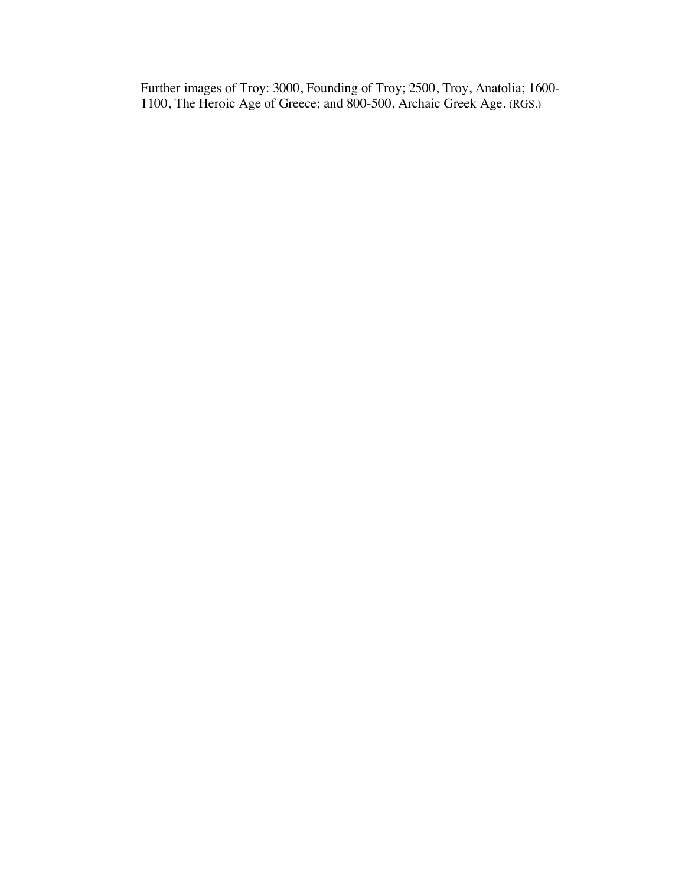Further images of Troy: 3000, Founding of Troy; 2500, Troy, Anatolia; 1600-1100, The Heroic Age of Greece; and 800-500, Archaic Greek Age. (RGS.)